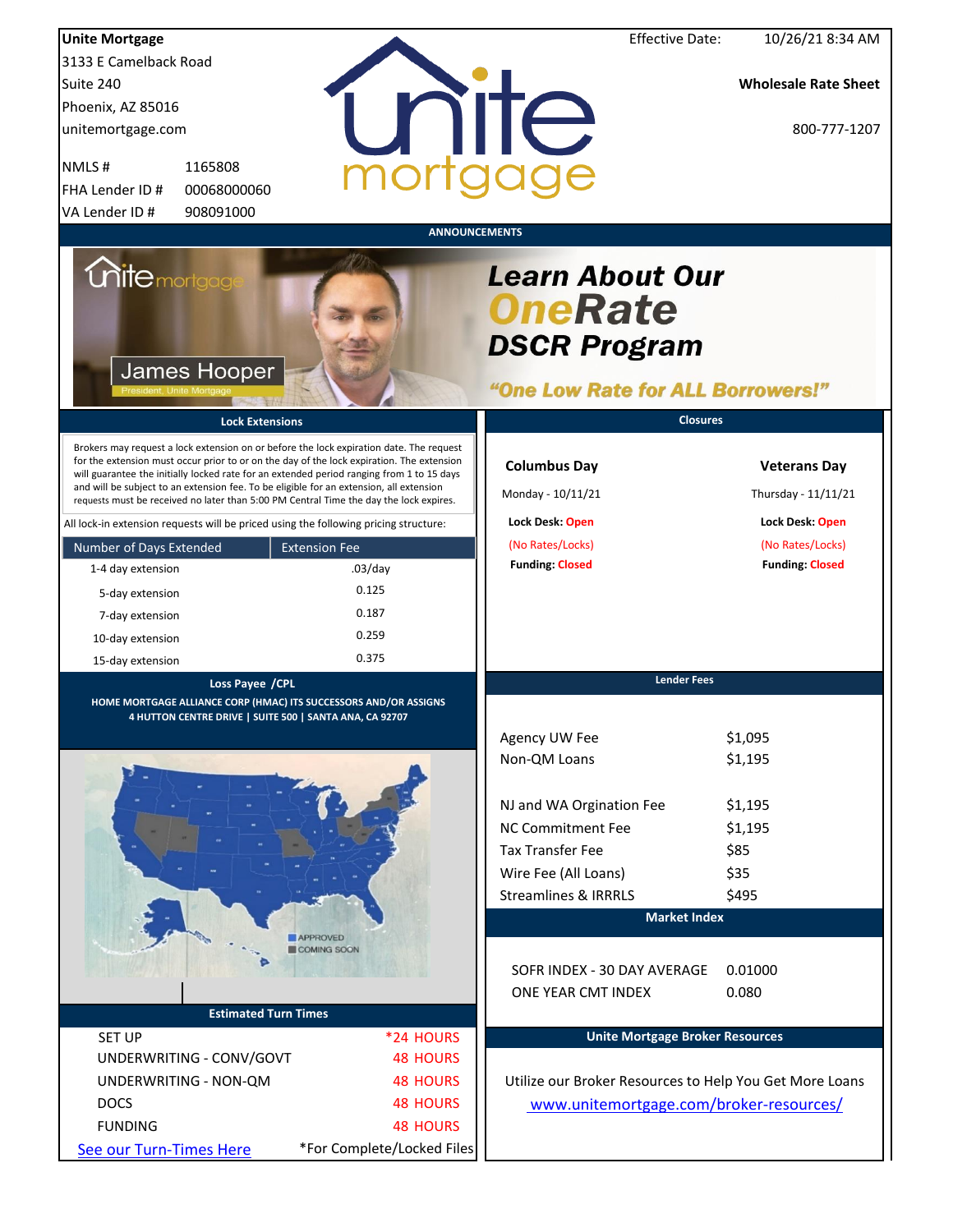**Unite Mortgage**
3133 E Camelback Road
Suite 240
Phoenix, AZ 85016
unitemortgage.com

| | |
|---|---|
| NMLS # | 1165808 |
| FHA Lender ID # | 00068000060 |
| VA Lender ID # | 908091000 |

Effective Date: 10/26/21 8:34 AM

**Wholesale Rate Sheet**

800-777-1207

## ANNOUNCEMENTS

James Hooper
President, Unite Mortgage

**Learn About Our OneRate DSCR Program**

**"One Low Rate for ALL Borrowers!"**

## Lock Extensions

Brokers may request a lock extension on or before the lock expiration date. The request for the extension must occur prior to or on the day of the lock expiration. The extension will guarantee the initially locked rate for an extended period ranging from 1 to 15 days and will be subject to an extension fee. To be eligible for an extension, all extension requests must be received no later than 5:00 PM Central Time the day the lock expires.

All lock-in extension requests will be priced using the following pricing structure:

| Number of Days Extended | Extension Fee |
|---|---|
| 1-4 day extension | .03/day |
| 5-day extension | 0.125 |
| 7-day extension | 0.187 |
| 10-day extension | 0.259 |
| 15-day extension | 0.375 |

## Closures

| Columbus Day | Veterans Day |
|---|---|
| Monday - 10/11/21 | Thursday - 11/11/21 |
| Lock Desk: Open | Lock Desk: Open |
| (No Rates/Locks) | (No Rates/Locks) |
| Funding: Closed | Funding: Closed |

## Loss Payee /CPL

HOME MORTGAGE ALLIANCE CORP (HMAC) ITS SUCCESSORS AND/OR ASSIGNS
4 HUTTON CENTRE DRIVE | SUITE 500 | SANTA ANA, CA 92707

APPROVED
COMING SOON

## Lender Fees

| | |
|---|---|
| Agency UW Fee | $1,095 |
| Non-QM Loans | $1,195 |
| NJ and WA Orgination Fee | $1,195 |
| NC Commitment Fee | $1,195 |
| Tax Transfer Fee | $85 |
| Wire Fee (All Loans) | $35 |
| Streamlines & IRRRLS | $495 |

## Market Index

| | |
|---|---|
| SOFR INDEX - 30 DAY AVERAGE | 0.01000 |
| ONE YEAR CMT INDEX | 0.080 |

## Estimated Turn Times

| | |
|---|---|
| SET UP | *24 HOURS |
| UNDERWRITING - CONV/GOVT | 48 HOURS |
| UNDERWRITING - NON-QM | 48 HOURS |
| DOCS | 48 HOURS |
| FUNDING | 48 HOURS |

See our Turn-Times Here *For Complete/Locked Files

## Unite Mortgage Broker Resources

Utilize our Broker Resources to Help You Get More Loans
www.unitemortgage.com/broker-resources/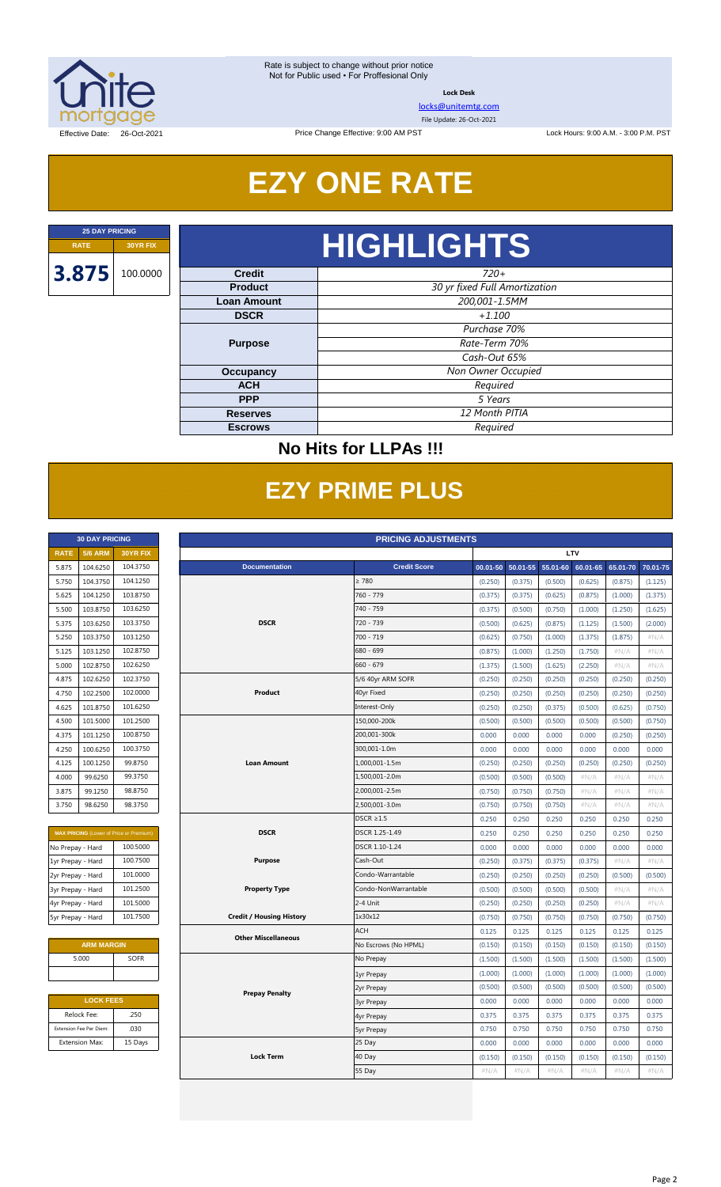Rate is subject to change without prior notice
Not for Public used • For Proffesional Only

**Lock Desk**

locks@unitemtg.com

File Update: 26-Oct-2021

Effective Date: 26-Oct-2021 | Price Change Effective: 9:00 AM PST | Lock Hours: 9:00 A.M. - 3:00 P.M. PST

# EZY ONE RATE

| 25 DAY PRICING | |
|---|---|
| RATE | 30YR FIX |
| 3.875 | 100.0000 |

# HIGHLIGHTS

| | |
|---|---|
| Credit | 720+ |
| Product | 30 yr fixed Full Amortization |
| Loan Amount | 200,001-1.5MM |
| DSCR | +1.100 |
| Purpose | Purchase 70% |
| | Rate-Term 70% |
| | Cash-Out 65% |
| Occupancy | Non Owner Occupied |
| ACH | Required |
| PPP | 5 Years |
| Reserves | 12 Month PITIA |
| Escrows | Required |

## No Hits for LLPAs !!!

# EZY PRIME PLUS

| 30 DAY PRICING | | |
|---|---|---|
| RATE | 5/6 ARM | 30YR FIX |
| 5.875 | 104.6250 | 104.3750 |
| 5.750 | 104.3750 | 104.1250 |
| 5.625 | 104.1250 | 103.8750 |
| 5.500 | 103.8750 | 103.6250 |
| 5.375 | 103.6250 | 103.3750 |
| 5.250 | 103.3750 | 103.1250 |
| 5.125 | 103.1250 | 102.8750 |
| 5.000 | 102.8750 | 102.6250 |
| 4.875 | 102.6250 | 102.3750 |
| 4.750 | 102.2500 | 102.0000 |
| 4.625 | 101.8750 | 101.6250 |
| 4.500 | 101.5000 | 101.2500 |
| 4.375 | 101.1250 | 100.8750 |
| 4.250 | 100.6250 | 100.3750 |
| 4.125 | 100.1250 | 99.8750 |
| 4.000 | 99.6250 | 99.3750 |
| 3.875 | 99.1250 | 98.8750 |
| 3.750 | 98.6250 | 98.3750 |

| MAX PRICING (Lower of Price or Premium) | |
|---|---|
| No Prepay - Hard | 100.5000 |
| 1yr Prepay - Hard | 100.7500 |
| 2yr Prepay - Hard | 101.0000 |
| 3yr Prepay - Hard | 101.2500 |
| 4yr Prepay - Hard | 101.5000 |
| 5yr Prepay - Hard | 101.7500 |

| ARM MARGIN | |
|---|---|
| 5.000 | SOFR |

| LOCK FEES | |
|---|---|
| Relock Fee: | .250 |
| Extension Fee Per Diem: | .030 |
| Extension Max: | 15 Days |

| PRICING ADJUSTMENTS | | | | | | | |
|---|---|---|---|---|---|---|---|
| | | LTV | | | | | |
| Documentation | Credit Score | 00.01-50 | 50.01-55 | 55.01-60 | 60.01-65 | 65.01-70 | 70.01-75 |
| DSCR | ≥ 780 | (0.250) | (0.375) | (0.500) | (0.625) | (0.875) | (1.125) |
| | 760 - 779 | (0.375) | (0.375) | (0.625) | (0.875) | (1.000) | (1.375) |
| | 740 - 759 | (0.375) | (0.500) | (0.750) | (1.000) | (1.250) | (1.625) |
| | 720 - 739 | (0.500) | (0.625) | (0.875) | (1.125) | (1.500) | (2.000) |
| | 700 - 719 | (0.625) | (0.750) | (1.000) | (1.375) | (1.875) | #N/A |
| | 680 - 699 | (0.875) | (1.000) | (1.250) | (1.750) | #N/A | #N/A |
| | 660 - 679 | (1.375) | (1.500) | (1.625) | (2.250) | #N/A | #N/A |
| Product | 5/6 40yr ARM SOFR | (0.250) | (0.250) | (0.250) | (0.250) | (0.250) | (0.250) |
| | 40yr Fixed | (0.250) | (0.250) | (0.250) | (0.250) | (0.250) | (0.250) |
| | Interest-Only | (0.250) | (0.250) | (0.375) | (0.500) | (0.625) | (0.750) |
| Loan Amount | 150,000-200k | (0.500) | (0.500) | (0.500) | (0.500) | (0.500) | (0.750) |
| | 200,001-300k | 0.000 | 0.000 | 0.000 | 0.000 | (0.250) | (0.250) |
| | 300,001-1.0m | 0.000 | 0.000 | 0.000 | 0.000 | 0.000 | 0.000 |
| | 1,000,001-1.5m | (0.250) | (0.250) | (0.250) | (0.250) | (0.250) | (0.250) |
| | 1,500,001-2.0m | (0.500) | (0.500) | (0.500) | #N/A | #N/A | #N/A |
| | 2,000,001-2.5m | (0.750) | (0.750) | (0.750) | #N/A | #N/A | #N/A |
| | 2,500,001-3.0m | (0.750) | (0.750) | (0.750) | #N/A | #N/A | #N/A |
| DSCR | DSCR ≥1.5 | 0.250 | 0.250 | 0.250 | 0.250 | 0.250 | 0.250 |
| | DSCR 1.25-1.49 | 0.250 | 0.250 | 0.250 | 0.250 | 0.250 | 0.250 |
| | DSCR 1.10-1.24 | 0.000 | 0.000 | 0.000 | 0.000 | 0.000 | 0.000 |
| Purpose | Cash-Out | (0.250) | (0.375) | (0.375) | (0.375) | #N/A | #N/A |
| Property Type | Condo-Warrantable | (0.250) | (0.250) | (0.250) | (0.250) | (0.500) | (0.500) |
| | Condo-NonWarrantable | (0.500) | (0.500) | (0.500) | (0.500) | #N/A | #N/A |
| | 2-4 Unit | (0.250) | (0.250) | (0.250) | (0.250) | #N/A | #N/A |
| Credit / Housing History | 1x30x12 | (0.750) | (0.750) | (0.750) | (0.750) | (0.750) | (0.750) |
| Other Miscellaneous | ACH | 0.125 | 0.125 | 0.125 | 0.125 | 0.125 | 0.125 |
| | No Escrows (No HPML) | (0.150) | (0.150) | (0.150) | (0.150) | (0.150) | (0.150) |
| Prepay Penalty | No Prepay | (1.500) | (1.500) | (1.500) | (1.500) | (1.500) | (1.500) |
| | 1yr Prepay | (1.000) | (1.000) | (1.000) | (1.000) | (1.000) | (1.000) |
| | 2yr Prepay | (0.500) | (0.500) | (0.500) | (0.500) | (0.500) | (0.500) |
| | 3yr Prepay | 0.000 | 0.000 | 0.000 | 0.000 | 0.000 | 0.000 |
| | 4yr Prepay | 0.375 | 0.375 | 0.375 | 0.375 | 0.375 | 0.375 |
| | 5yr Prepay | 0.750 | 0.750 | 0.750 | 0.750 | 0.750 | 0.750 |
| Lock Term | 25 Day | 0.000 | 0.000 | 0.000 | 0.000 | 0.000 | 0.000 |
| | 40 Day | (0.150) | (0.150) | (0.150) | (0.150) | (0.150) | (0.150) |
| | 55 Day | #N/A | #N/A | #N/A | #N/A | #N/A | #N/A |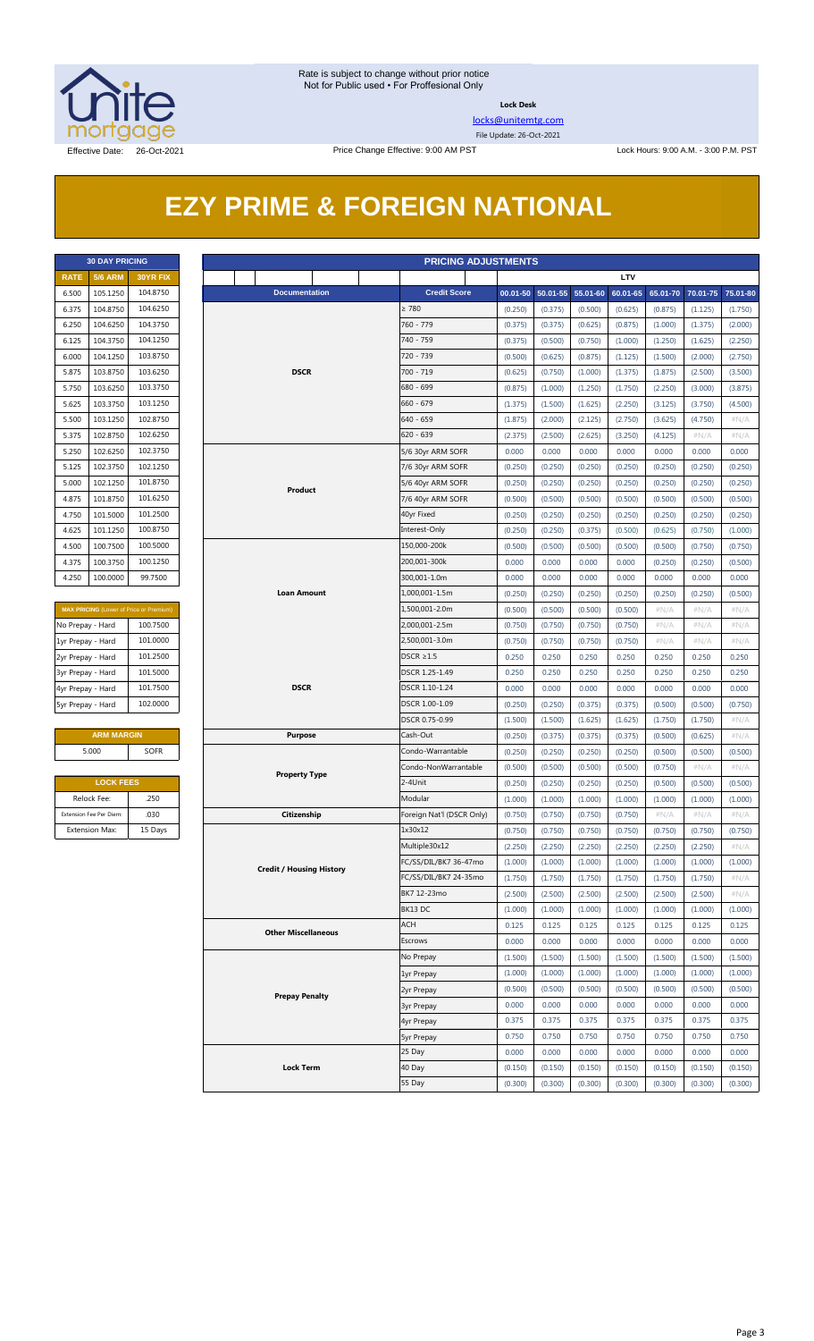Rate is subject to change without prior notice
Not for Public used • For Proffesional Only

**Lock Desk**

locks@unitemtg.com

File Update: 26-Oct-2021

Effective Date: 26-Oct-2021

Price Change Effective: 9:00 AM PST

Lock Hours: 9:00 A.M. - 3:00 P.M. PST

# EZY PRIME & FOREIGN NATIONAL

| 30 DAY PRICING | | |
|---|---|---|
| RATE | 5/6 ARM | 30YR FIX |
| 6.500 | 105.1250 | 104.8750 |
| 6.375 | 104.8750 | 104.6250 |
| 6.250 | 104.6250 | 104.3750 |
| 6.125 | 104.3750 | 104.1250 |
| 6.000 | 104.1250 | 103.8750 |
| 5.875 | 103.8750 | 103.6250 |
| 5.750 | 103.6250 | 103.3750 |
| 5.625 | 103.3750 | 103.1250 |
| 5.500 | 103.1250 | 102.8750 |
| 5.375 | 102.8750 | 102.6250 |
| 5.250 | 102.6250 | 102.3750 |
| 5.125 | 102.3750 | 102.1250 |
| 5.000 | 102.1250 | 101.8750 |
| 4.875 | 101.8750 | 101.6250 |
| 4.750 | 101.5000 | 101.2500 |
| 4.625 | 101.1250 | 100.8750 |
| 4.500 | 100.7500 | 100.5000 |
| 4.375 | 100.3750 | 100.1250 |
| 4.250 | 100.0000 | 99.7500 |

| MAX PRICING (Lower of Price or Premium) | |
|---|---|
| No Prepay - Hard | 100.7500 |
| 1yr Prepay - Hard | 101.0000 |
| 2yr Prepay - Hard | 101.2500 |
| 3yr Prepay - Hard | 101.5000 |
| 4yr Prepay - Hard | 101.7500 |
| 5yr Prepay - Hard | 102.0000 |

| ARM MARGIN | |
|---|---|
| 5.000 | SOFR |

| LOCK FEES | |
|---|---|
| Relock Fee: | .250 |
| Extension Fee Per Diem: | .030 |
| Extension Max: | 15 Days |

| PRICING ADJUSTMENTS | | | | | | | | |
|---|---|---|---|---|---|---|---|---|
| | | LTV | | | | | | |
| Documentation | Credit Score | 00.01-50 | 50.01-55 | 55.01-60 | 60.01-65 | 65.01-70 | 70.01-75 | 75.01-80 |
| DSCR | ≥ 780 | (0.250) | (0.375) | (0.500) | (0.625) | (0.875) | (1.125) | (1.750) |
| | 760 - 779 | (0.375) | (0.375) | (0.625) | (0.875) | (1.000) | (1.375) | (2.000) |
| | 740 - 759 | (0.375) | (0.500) | (0.750) | (1.000) | (1.250) | (1.625) | (2.250) |
| | 720 - 739 | (0.500) | (0.625) | (0.875) | (1.125) | (1.500) | (2.000) | (2.750) |
| | 700 - 719 | (0.625) | (0.750) | (1.000) | (1.375) | (1.875) | (2.500) | (3.500) |
| | 680 - 699 | (0.875) | (1.000) | (1.250) | (1.750) | (2.250) | (3.000) | (3.875) |
| | 660 - 679 | (1.375) | (1.500) | (1.625) | (2.250) | (3.125) | (3.750) | (4.500) |
| | 640 - 659 | (1.875) | (2.000) | (2.125) | (2.750) | (3.625) | (4.750) | #N/A |
| | 620 - 639 | (2.375) | (2.500) | (2.625) | (3.250) | (4.125) | #N/A | #N/A |
| Product | 5/6 30yr ARM SOFR | 0.000 | 0.000 | 0.000 | 0.000 | 0.000 | 0.000 | 0.000 |
| | 7/6 30yr ARM SOFR | (0.250) | (0.250) | (0.250) | (0.250) | (0.250) | (0.250) | (0.250) |
| | 5/6 40yr ARM SOFR | (0.250) | (0.250) | (0.250) | (0.250) | (0.250) | (0.250) | (0.250) |
| | 7/6 40yr ARM SOFR | (0.500) | (0.500) | (0.500) | (0.500) | (0.500) | (0.500) | (0.500) |
| | 40yr Fixed | (0.250) | (0.250) | (0.250) | (0.250) | (0.250) | (0.250) | (0.250) |
| | Interest-Only | (0.250) | (0.250) | (0.375) | (0.500) | (0.625) | (0.750) | (1.000) |
| Loan Amount | 150,000-200k | (0.500) | (0.500) | (0.500) | (0.500) | (0.500) | (0.750) | (0.750) |
| | 200,001-300k | 0.000 | 0.000 | 0.000 | 0.000 | (0.250) | (0.250) | (0.500) |
| | 300,001-1.0m | 0.000 | 0.000 | 0.000 | 0.000 | 0.000 | 0.000 | 0.000 |
| | 1,000,001-1.5m | (0.250) | (0.250) | (0.250) | (0.250) | (0.250) | (0.250) | (0.500) |
| | 1,500,001-2.0m | (0.500) | (0.500) | (0.500) | (0.500) | #N/A | #N/A | #N/A |
| | 2,000,001-2.5m | (0.750) | (0.750) | (0.750) | (0.750) | #N/A | #N/A | #N/A |
| | 2,500,001-3.0m | (0.750) | (0.750) | (0.750) | (0.750) | #N/A | #N/A | #N/A |
| DSCR | DSCR ≥1.5 | 0.250 | 0.250 | 0.250 | 0.250 | 0.250 | 0.250 | 0.250 |
| | DSCR 1.25-1.49 | 0.250 | 0.250 | 0.250 | 0.250 | 0.250 | 0.250 | 0.250 |
| | DSCR 1.10-1.24 | 0.000 | 0.000 | 0.000 | 0.000 | 0.000 | 0.000 | 0.000 |
| | DSCR 1.00-1.09 | (0.250) | (0.250) | (0.375) | (0.375) | (0.500) | (0.500) | (0.750) |
| | DSCR 0.75-0.99 | (1.500) | (1.500) | (1.625) | (1.625) | (1.750) | (1.750) | #N/A |
| Purpose | Cash-Out | (0.250) | (0.375) | (0.375) | (0.375) | (0.500) | (0.625) | #N/A |
| Property Type | Condo-Warrantable | (0.250) | (0.250) | (0.250) | (0.250) | (0.500) | (0.500) | (0.500) |
| | Condo-NonWarrantable | (0.500) | (0.500) | (0.500) | (0.500) | (0.750) | #N/A | #N/A |
| | 2-4Unit | (0.250) | (0.250) | (0.250) | (0.250) | (0.500) | (0.500) | (0.500) |
| | Modular | (1.000) | (1.000) | (1.000) | (1.000) | (1.000) | (1.000) | (1.000) |
| Citizenship | Foreign Nat'l (DSCR Only) | (0.750) | (0.750) | (0.750) | (0.750) | #N/A | #N/A | #N/A |
| Credit / Housing History | 1x30x12 | (0.750) | (0.750) | (0.750) | (0.750) | (0.750) | (0.750) | (0.750) |
| | Multiple30x12 | (2.250) | (2.250) | (2.250) | (2.250) | (2.250) | (2.250) | #N/A |
| | FC/SS/DIL/BK7 36-47mo | (1.000) | (1.000) | (1.000) | (1.000) | (1.000) | (1.000) | (1.000) |
| | FC/SS/DIL/BK7 24-35mo | (1.750) | (1.750) | (1.750) | (1.750) | (1.750) | (1.750) | #N/A |
| | BK7 12-23mo | (2.500) | (2.500) | (2.500) | (2.500) | (2.500) | (2.500) | #N/A |
| | BK13 DC | (1.000) | (1.000) | (1.000) | (1.000) | (1.000) | (1.000) | (1.000) |
| Other Miscellaneous | ACH | 0.125 | 0.125 | 0.125 | 0.125 | 0.125 | 0.125 | 0.125 |
| | Escrows | 0.000 | 0.000 | 0.000 | 0.000 | 0.000 | 0.000 | 0.000 |
| Prepay Penalty | No Prepay | (1.500) | (1.500) | (1.500) | (1.500) | (1.500) | (1.500) | (1.500) |
| | 1yr Prepay | (1.000) | (1.000) | (1.000) | (1.000) | (1.000) | (1.000) | (1.000) |
| | 2yr Prepay | (0.500) | (0.500) | (0.500) | (0.500) | (0.500) | (0.500) | (0.500) |
| | 3yr Prepay | 0.000 | 0.000 | 0.000 | 0.000 | 0.000 | 0.000 | 0.000 |
| | 4yr Prepay | 0.375 | 0.375 | 0.375 | 0.375 | 0.375 | 0.375 | 0.375 |
| | 5yr Prepay | 0.750 | 0.750 | 0.750 | 0.750 | 0.750 | 0.750 | 0.750 |
| Lock Term | 25 Day | 0.000 | 0.000 | 0.000 | 0.000 | 0.000 | 0.000 | 0.000 |
| | 40 Day | (0.150) | (0.150) | (0.150) | (0.150) | (0.150) | (0.150) | (0.150) |
| | 55 Day | (0.300) | (0.300) | (0.300) | (0.300) | (0.300) | (0.300) | (0.300) |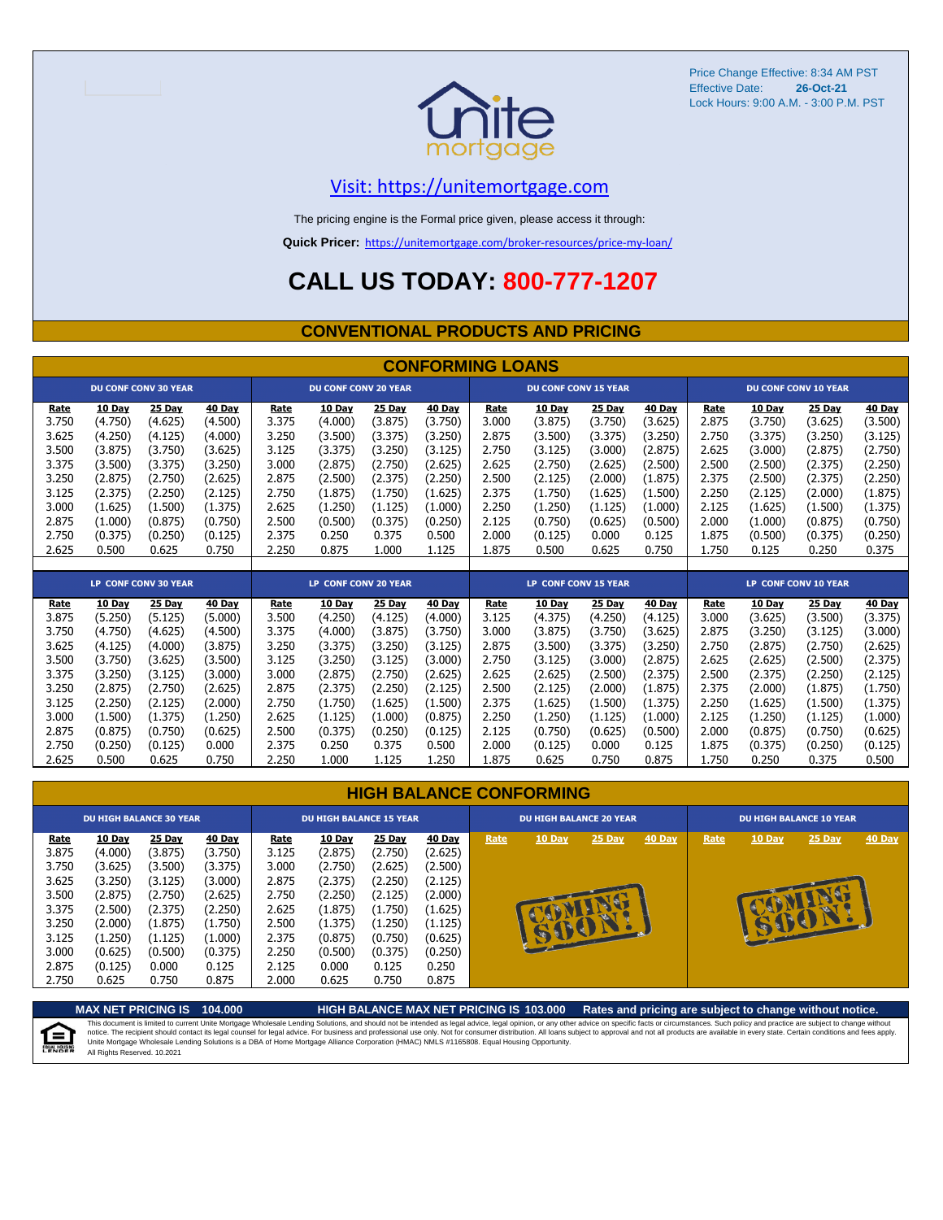Price Change Effective: 8:34 AM PST
Effective Date: **26-Oct-21**
Lock Hours: 9:00 A.M. - 3:00 P.M. PST

Visit: https://unitemortgage.com

The pricing engine is the Formal price given, please access it through:

**Quick Pricer:** https://unitemortgage.com/broker-resources/price-my-loan/

# CALL US TODAY: 800-777-1207

## CONVENTIONAL PRODUCTS AND PRICING

### CONFORMING LOANS

| DU CONF CONV 30 YEAR | | | | DU CONF CONV 20 YEAR | | | | DU CONF CONV 15 YEAR | | | | DU CONF CONV 10 YEAR | | | |
|---|---|---|---|---|---|---|---|---|---|---|---|---|---|---|---|
| Rate | 10 Day | 25 Day | 40 Day | Rate | 10 Day | 25 Day | 40 Day | Rate | 10 Day | 25 Day | 40 Day | Rate | 10 Day | 25 Day | 40 Day |
| 3.750 | (4.750) | (4.625) | (4.500) | 3.375 | (4.000) | (3.875) | (3.750) | 3.000 | (3.875) | (3.750) | (3.625) | 2.875 | (3.750) | (3.625) | (3.500) |
| 3.625 | (4.250) | (4.125) | (4.000) | 3.250 | (3.500) | (3.375) | (3.250) | 2.875 | (3.500) | (3.375) | (3.250) | 2.750 | (3.375) | (3.250) | (3.125) |
| 3.500 | (3.875) | (3.750) | (3.625) | 3.125 | (3.375) | (3.250) | (3.125) | 2.750 | (3.125) | (3.000) | (2.875) | 2.625 | (3.000) | (2.875) | (2.750) |
| 3.375 | (3.500) | (3.375) | (3.250) | 3.000 | (2.875) | (2.750) | (2.625) | 2.625 | (2.750) | (2.625) | (2.500) | 2.500 | (2.500) | (2.375) | (2.250) |
| 3.250 | (2.875) | (2.750) | (2.625) | 2.875 | (2.500) | (2.375) | (2.250) | 2.500 | (2.125) | (2.000) | (1.875) | 2.375 | (2.500) | (2.375) | (2.250) |
| 3.125 | (2.375) | (2.250) | (2.125) | 2.750 | (1.875) | (1.750) | (1.625) | 2.375 | (1.750) | (1.625) | (1.500) | 2.250 | (2.125) | (2.000) | (1.875) |
| 3.000 | (1.625) | (1.500) | (1.375) | 2.625 | (1.250) | (1.125) | (1.000) | 2.250 | (1.250) | (1.125) | (1.000) | 2.125 | (1.625) | (1.500) | (1.375) |
| 2.875 | (1.000) | (0.875) | (0.750) | 2.500 | (0.500) | (0.375) | (0.250) | 2.125 | (0.750) | (0.625) | (0.500) | 2.000 | (1.000) | (0.875) | (0.750) |
| 2.750 | (0.375) | (0.250) | (0.125) | 2.375 | 0.250 | 0.375 | 0.500 | 2.000 | (0.125) | 0.000 | 0.125 | 1.875 | (0.500) | (0.375) | (0.250) |
| 2.625 | 0.500 | 0.625 | 0.750 | 2.250 | 0.875 | 1.000 | 1.125 | 1.875 | 0.500 | 0.625 | 0.750 | 1.750 | 0.125 | 0.250 | 0.375 |

| LP CONF CONV 30 YEAR | | | | LP CONF CONV 20 YEAR | | | | LP CONF CONV 15 YEAR | | | | LP CONF CONV 10 YEAR | | | |
|---|---|---|---|---|---|---|---|---|---|---|---|---|---|---|---|
| Rate | 10 Day | 25 Day | 40 Day | Rate | 10 Day | 25 Day | 40 Day | Rate | 10 Day | 25 Day | 40 Day | Rate | 10 Day | 25 Day | 40 Day |
| 3.875 | (5.250) | (5.125) | (5.000) | 3.500 | (4.250) | (4.125) | (4.000) | 3.125 | (4.375) | (4.250) | (4.125) | 3.000 | (3.625) | (3.500) | (3.375) |
| 3.750 | (4.750) | (4.625) | (4.500) | 3.375 | (4.000) | (3.875) | (3.750) | 3.000 | (3.875) | (3.750) | (3.625) | 2.875 | (3.250) | (3.125) | (3.000) |
| 3.625 | (4.125) | (4.000) | (3.875) | 3.250 | (3.375) | (3.250) | (3.125) | 2.875 | (3.500) | (3.375) | (3.250) | 2.750 | (2.875) | (2.750) | (2.625) |
| 3.500 | (3.750) | (3.625) | (3.500) | 3.125 | (3.250) | (3.125) | (3.000) | 2.750 | (3.125) | (3.000) | (2.875) | 2.625 | (2.625) | (2.500) | (2.375) |
| 3.375 | (3.250) | (3.125) | (3.000) | 3.000 | (2.875) | (2.750) | (2.625) | 2.625 | (2.625) | (2.500) | (2.375) | 2.500 | (2.375) | (2.250) | (2.125) |
| 3.250 | (2.875) | (2.750) | (2.625) | 2.875 | (2.375) | (2.250) | (2.125) | 2.500 | (2.125) | (2.000) | (1.875) | 2.375 | (2.000) | (1.875) | (1.750) |
| 3.125 | (2.250) | (2.125) | (2.000) | 2.750 | (1.750) | (1.625) | (1.500) | 2.375 | (1.625) | (1.500) | (1.375) | 2.250 | (1.625) | (1.500) | (1.375) |
| 3.000 | (1.500) | (1.375) | (1.250) | 2.625 | (1.125) | (1.000) | (0.875) | 2.250 | (1.250) | (1.125) | (1.000) | 2.125 | (1.250) | (1.125) | (1.000) |
| 2.875 | (0.875) | (0.750) | (0.625) | 2.500 | (0.375) | (0.250) | (0.125) | 2.125 | (0.750) | (0.625) | (0.500) | 2.000 | (0.875) | (0.750) | (0.625) |
| 2.750 | (0.250) | (0.125) | 0.000 | 2.375 | 0.250 | 0.375 | 0.500 | 2.000 | (0.125) | 0.000 | 0.125 | 1.875 | (0.375) | (0.250) | (0.125) |
| 2.625 | 0.500 | 0.625 | 0.750 | 2.250 | 1.000 | 1.125 | 1.250 | 1.875 | 0.625 | 0.750 | 0.875 | 1.750 | 0.250 | 0.375 | 0.500 |

### HIGH BALANCE CONFORMING

| DU HIGH BALANCE 30 YEAR | | | | DU HIGH BALANCE 15 YEAR | | | | DU HIGH BALANCE 20 YEAR | | | | DU HIGH BALANCE 10 YEAR | | | |
|---|---|---|---|---|---|---|---|---|---|---|---|---|---|---|---|
| Rate | 10 Day | 25 Day | 40 Day | Rate | 10 Day | 25 Day | 40 Day | Rate | 10 Day | 25 Day | 40 Day | Rate | 10 Day | 25 Day | 40 Day |
| 3.875 | (4.000) | (3.875) | (3.750) | 3.125 | (2.875) | (2.750) | (2.625) | COMING SOON! | | | | COMING SOON! | | | |
| 3.750 | (3.625) | (3.500) | (3.375) | 3.000 | (2.750) | (2.625) | (2.500) | | | | | | | | |
| 3.625 | (3.250) | (3.125) | (3.000) | 2.875 | (2.375) | (2.250) | (2.125) | | | | | | | | |
| 3.500 | (2.875) | (2.750) | (2.625) | 2.750 | (2.250) | (2.125) | (2.000) | | | | | | | | |
| 3.375 | (2.500) | (2.375) | (2.250) | 2.625 | (1.875) | (1.750) | (1.625) | | | | | | | | |
| 3.250 | (2.000) | (1.875) | (1.750) | 2.500 | (1.375) | (1.250) | (1.125) | | | | | | | | |
| 3.125 | (1.250) | (1.125) | (1.000) | 2.375 | (0.875) | (0.750) | (0.625) | | | | | | | | |
| 3.000 | (0.625) | (0.500) | (0.375) | 2.250 | (0.500) | (0.375) | (0.250) | | | | | | | | |
| 2.875 | (0.125) | 0.000 | 0.125 | 2.125 | 0.000 | 0.125 | 0.250 | | | | | | | | |
| 2.750 | 0.625 | 0.750 | 0.875 | 2.000 | 0.625 | 0.750 | 0.875 | | | | | | | | |

**MAX NET PRICING IS 104.000** **HIGH BALANCE MAX NET PRICING IS 103.000** **Rates and pricing are subject to change without notice.**

This document is limited to current Unite Mortgage Wholesale Lending Solutions, and should not be intended as legal advice, legal opinion, or any other advice on specific facts or circumstances. Such policy and practice are subject to change without notice. The recipient should contact its legal counsel for legal advice. For business and professional use only. Not for consumer distribution. All loans subject to approval and not all products are available in every state. Certain conditions and fees apply. Unite Mortgage Wholesale Lending Solutions is a DBA of Home Mortgage Alliance Corporation (HMAC) NMLS #1165808. Equal Housing Opportunity.
All Rights Reserved. 10.2021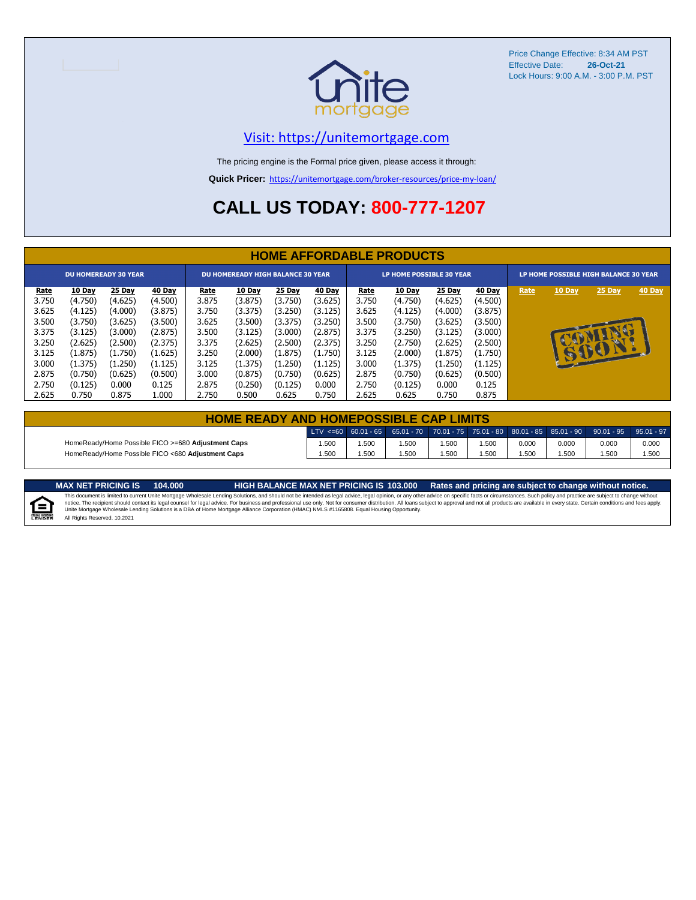Price Change Effective: 8:34 AM PST
Effective Date: **26-Oct-21**
Lock Hours: 9:00 A.M. - 3:00 P.M. PST

Visit: https://unitemortgage.com

The pricing engine is the Formal price given, please access it through:

**Quick Pricer:** https://unitemortgage.com/broker-resources/price-my-loan/

# CALL US TODAY: 800-777-1207

## HOME AFFORDABLE PRODUCTS

| DU HOMEREADY 30 YEAR | | | | DU HOMEREADY HIGH BALANCE 30 YEAR | | | | LP HOME POSSIBLE 30 YEAR | | | | LP HOME POSSIBLE HIGH BALANCE 30 YEAR | | | |
|---|---|---|---|---|---|---|---|---|---|---|---|---|---|---|---|
| Rate | 10 Day | 25 Day | 40 Day | Rate | 10 Day | 25 Day | 40 Day | Rate | 10 Day | 25 Day | 40 Day | Rate | 10 Day | 25 Day | 40 Day |
| 3.750 | (4.750) | (4.625) | (4.500) | 3.875 | (3.875) | (3.750) | (3.625) | 3.750 | (4.750) | (4.625) | (4.500) | COMING SOON! | | | |
| 3.625 | (4.125) | (4.000) | (3.875) | 3.750 | (3.375) | (3.250) | (3.125) | 3.625 | (4.125) | (4.000) | (3.875) | | | | |
| 3.500 | (3.750) | (3.625) | (3.500) | 3.625 | (3.500) | (3.375) | (3.250) | 3.500 | (3.750) | (3.625) | (3.500) | | | | |
| 3.375 | (3.125) | (3.000) | (2.875) | 3.500 | (3.125) | (3.000) | (2.875) | 3.375 | (3.250) | (3.125) | (3.000) | | | | |
| 3.250 | (2.625) | (2.500) | (2.375) | 3.375 | (2.625) | (2.500) | (2.375) | 3.250 | (2.750) | (2.625) | (2.500) | | | | |
| 3.125 | (1.875) | (1.750) | (1.625) | 3.250 | (2.000) | (1.875) | (1.750) | 3.125 | (2.000) | (1.875) | (1.750) | | | | |
| 3.000 | (1.375) | (1.250) | (1.125) | 3.125 | (1.375) | (1.250) | (1.125) | 3.000 | (1.375) | (1.250) | (1.125) | | | | |
| 2.875 | (0.750) | (0.625) | (0.500) | 3.000 | (0.875) | (0.750) | (0.625) | 2.875 | (0.750) | (0.625) | (0.500) | | | | |
| 2.750 | (0.125) | 0.000 | 0.125 | 2.875 | (0.250) | (0.125) | 0.000 | 2.750 | (0.125) | 0.000 | 0.125 | | | | |
| 2.625 | 0.750 | 0.875 | 1.000 | 2.750 | 0.500 | 0.625 | 0.750 | 2.625 | 0.625 | 0.750 | 0.875 | | | | |

## HOME READY AND HOMEPOSSIBLE CAP LIMITS

| | LTV <=60 | 60.01 - 65 | 65.01 - 70 | 70.01 - 75 | 75.01 - 80 | 80.01 - 85 | 85.01 - 90 | 90.01 - 95 | 95.01 - 97 |
|---|---|---|---|---|---|---|---|---|---|
| HomeReady/Home Possible FICO >=680 **Adjustment Caps** | 1.500 | 1.500 | 1.500 | 1.500 | 1.500 | 0.000 | 0.000 | 0.000 | 0.000 |
| HomeReady/Home Possible FICO <680 **Adjustment Caps** | 1.500 | 1.500 | 1.500 | 1.500 | 1.500 | 1.500 | 1.500 | 1.500 | 1.500 |

**MAX NET PRICING IS 104.000** **HIGH BALANCE MAX NET PRICING IS 103.000** **Rates and pricing are subject to change without notice.**

This document is limited to current Unite Mortgage Wholesale Lending Solutions, and should not be intended as legal advice, legal opinion, or any other advice on specific facts or circumstances. Such policy and practice are subject to change without notice. The recipient should contact its legal counsel for legal advice. For business and professional use only. Not for consumer distribution. All loans subject to approval and not all products are available in every state. Certain conditions and fees apply. Unite Mortgage Wholesale Lending Solutions is a DBA of Home Mortgage Alliance Corporation (HMAC) NMLS #1165808. Equal Housing Opportunity.
All Rights Reserved. 10.2021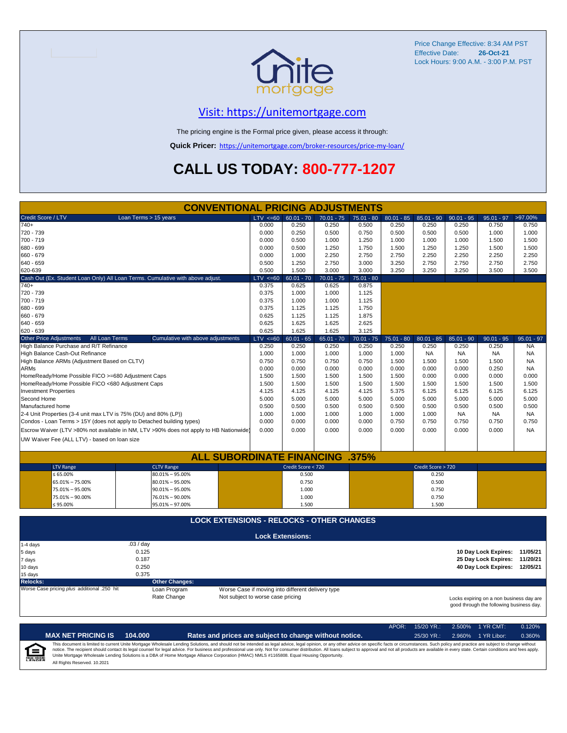Price Change Effective: 8:34 AM PST
Effective Date: **26-Oct-21**
Lock Hours: 9:00 A.M. - 3:00 P.M. PST

## Visit: https://unitemortgage.com

The pricing engine is the Formal price given, please access it through:

**Quick Pricer:** https://unitemortgage.com/broker-resources/price-my-loan/

# CALL US TODAY: 800-777-1207

## CONVENTIONAL PRICING ADJUSTMENTS

| Credit Score / LTV — Loan Terms > 15 years | LTV <=60 | 60.01 - 70 | 70.01 - 75 | 75.01 - 80 | 80.01 - 85 | 85.01 - 90 | 90.01 - 95 | 95.01 - 97 | >97.00% |
|---|---|---|---|---|---|---|---|---|---|
| 740+ | 0.000 | 0.250 | 0.250 | 0.500 | 0.250 | 0.250 | 0.250 | 0.750 | 0.750 |
| 720 - 739 | 0.000 | 0.250 | 0.500 | 0.750 | 0.500 | 0.500 | 0.500 | 1.000 | 1.000 |
| 700 - 719 | 0.000 | 0.500 | 1.000 | 1.250 | 1.000 | 1.000 | 1.000 | 1.500 | 1.500 |
| 680 - 699 | 0.000 | 0.500 | 1.250 | 1.750 | 1.500 | 1.250 | 1.250 | 1.500 | 1.500 |
| 660 - 679 | 0.000 | 1.000 | 2.250 | 2.750 | 2.750 | 2.250 | 2.250 | 2.250 | 2.250 |
| 640 - 659 | 0.500 | 1.250 | 2.750 | 3.000 | 3.250 | 2.750 | 2.750 | 2.750 | 2.750 |
| 620-639 | 0.500 | 1.500 | 3.000 | 3.000 | 3.250 | 3.250 | 3.250 | 3.500 | 3.500 |

| Cash Out (Ex. Student Loan Only) All Loan Terms. Cumulative with above adjust. | LTV <=60 | 60.01 - 70 | 70.01 - 75 | 75.01 - 80 |
|---|---|---|---|---|
| 740+ | 0.375 | 0.625 | 0.625 | 0.875 |
| 720 - 739 | 0.375 | 1.000 | 1.000 | 1.125 |
| 700 - 719 | 0.375 | 1.000 | 1.000 | 1.125 |
| 680 - 699 | 0.375 | 1.125 | 1.125 | 1.750 |
| 660 - 679 | 0.625 | 1.125 | 1.125 | 1.875 |
| 640 - 659 | 0.625 | 1.625 | 1.625 | 2.625 |
| 620 - 639 | 0.625 | 1.625 | 1.625 | 3.125 |

| Other Price Adjustments — All Loan Terms — Cumulative with above adjustments | LTV <=60 | 60.01 - 65 | 65.01 - 70 | 70.01 - 75 | 75.01 - 80 | 80.01 - 85 | 85.01 - 90 | 90.01 - 95 | 95.01 - 97 |
|---|---|---|---|---|---|---|---|---|---|
| High Balance Purchase and R/T Refinance | 0.250 | 0.250 | 0.250 | 0.250 | 0.250 | 0.250 | 0.250 | 0.250 | NA |
| High Balance Cash-Out Refinance | 1.000 | 1.000 | 1.000 | 1.000 | 1.000 | NA | NA | NA | NA |
| High Balance ARMs (Adjustment Based on CLTV) | 0.750 | 0.750 | 0.750 | 0.750 | 1.500 | 1.500 | 1.500 | 1.500 | NA |
| ARMs | 0.000 | 0.000 | 0.000 | 0.000 | 0.000 | 0.000 | 0.000 | 0.250 | NA |
| HomeReady/Home Possible FICO >=680 Adjustment Caps | 1.500 | 1.500 | 1.500 | 1.500 | 1.500 | 0.000 | 0.000 | 0.000 | 0.000 |
| HomeReady/Home Possible FICO <680 Adjustment Caps | 1.500 | 1.500 | 1.500 | 1.500 | 1.500 | 1.500 | 1.500 | 1.500 | 1.500 |
| Investment Properties | 4.125 | 4.125 | 4.125 | 4.125 | 5.375 | 6.125 | 6.125 | 6.125 | 6.125 |
| Second Home | 5.000 | 5.000 | 5.000 | 5.000 | 5.000 | 5.000 | 5.000 | 5.000 | 5.000 |
| Manufactured home | 0.500 | 0.500 | 0.500 | 0.500 | 0.500 | 0.500 | 0.500 | 0.500 | 0.500 |
| 2-4 Unit Properties (3-4 unit max LTV is 75% (DU) and 80% (LP)) | 1.000 | 1.000 | 1.000 | 1.000 | 1.000 | 1.000 | NA | NA | NA |
| Condos - Loan Terms > 15Y (does not apply to Detached building types) | 0.000 | 0.000 | 0.000 | 0.000 | 0.750 | 0.750 | 0.750 | 0.750 | 0.750 |
| Escrow Waiver (LTV >80% not available in NM, LTV >90% does not apply to HB Nationwide) | 0.000 | 0.000 | 0.000 | 0.000 | 0.000 | 0.000 | 0.000 | 0.000 | NA |
| UW Waiver Fee (ALL LTV) - based on loan size | | | | | | | | | |

## ALL SUBORDINATE FINANCING .375%

| LTV Range | CLTV Range | Credit Score < 720 | Credit Score > 720 |
|---|---|---|---|
| ≤ 65.00% | 80.01% – 95.00% | 0.500 | 0.250 |
| 65.01% – 75.00% | 80.01% – 95.00% | 0.750 | 0.500 |
| 75.01% – 95.00% | 90.01% – 95.00% | 1.000 | 0.750 |
| 75.01% – 90.00% | 76.01% – 90.00% | 1.000 | 0.750 |
| ≤ 95.00% | 95.01% – 97.00% | 1.500 | 1.500 |

## LOCK EXTENSIONS - RELOCKS - OTHER CHANGES

**Lock Extensions:**

| Days | Cost |
|---|---|
| 1-4 days | .03 / day |
| 5 days | 0.125 |
| 7 days | 0.187 |
| 10 days | 0.250 |
| 15 days | 0.375 |

**10 Day Lock Expires:** 11/05/21
**25 Day Lock Expires:** 11/20/21
**40 Day Lock Expires:** 12/05/21

**Relocks:** Worse Case pricing *plus* additional .250 hit

**Other Changes:**

| | |
|---|---|
| Loan Program | Worse Case if moving into different delivery type |
| Rate Change | Not subject to worse case pricing |

Locks expiring on a non business day are good through the following business day.

| APOR: | 15/20 YR.: | 2.500% | 1 YR CMT: | 0.120% |
|---|---|---|---|---|
| | 25/30 YR.: | 2.960% | 1 YR Libor: | 0.360% |

**MAX NET PRICING IS 104.000** — **Rates and prices are subject to change without notice.**

This document is limited to current Unite Mortgage Wholesale Lending Solutions, and should not be intended as legal advice, legal opinion, or any other advice on specific facts or circumstances. Such policy and practice are subject to change without notice. The recipient should contact its legal counsel for legal advice. For business and professional use only. Not for consumer distribution. All loans subject to approval and not all products are available in every state. Certain conditions and fees apply. Unite Mortgage Wholesale Lending Solutions is a DBA of Home Mortgage Alliance Corporation (HMAC) NMLS #1165808. Equal Housing Opportunity.

All Rights Reserved. 10.2021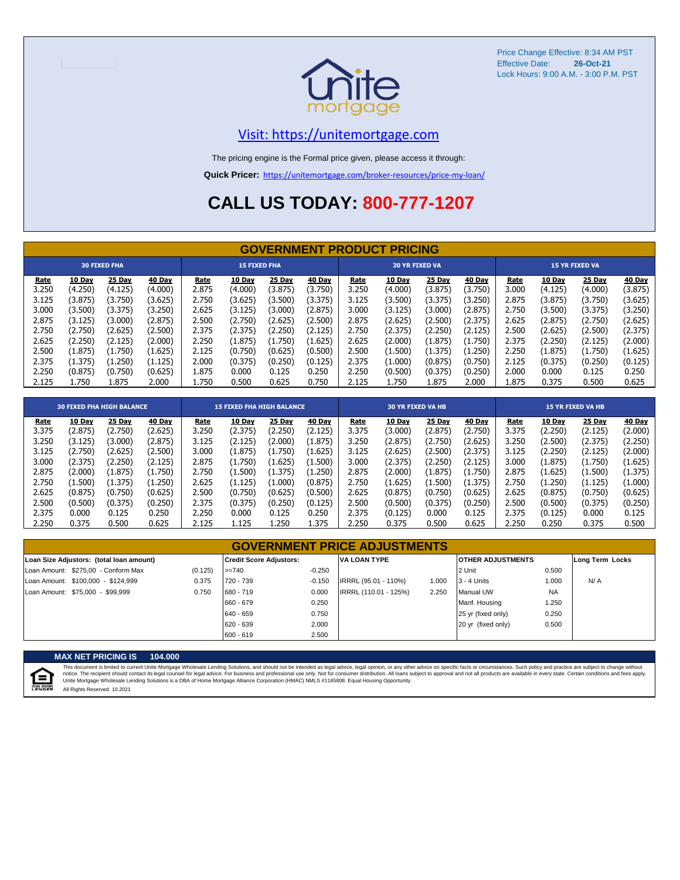Price Change Effective: 8:34 AM PST
Effective Date: **26-Oct-21**
Lock Hours: 9:00 A.M. - 3:00 P.M. PST

unite mortgage

## Visit: https://unitemortgage.com

The pricing engine is the Formal price given, please access it through:

**Quick Pricer:** https://unitemortgage.com/broker-resources/price-my-loan/

# CALL US TODAY: 800-777-1207

## GOVERNMENT PRODUCT PRICING

| 30 FIXED FHA | | | | 15 FIXED FHA | | | | 30 YR FIXED VA | | | | 15 YR FIXED VA | | | |
|---|---|---|---|---|---|---|---|---|---|---|---|---|---|---|---|
| Rate | 10 Day | 25 Day | 40 Day | Rate | 10 Day | 25 Day | 40 Day | Rate | 10 Day | 25 Day | 40 Day | Rate | 10 Day | 25 Day | 40 Day |
| 3.250 | (4.250) | (4.125) | (4.000) | 2.875 | (4.000) | (3.875) | (3.750) | 3.250 | (4.000) | (3.875) | (3.750) | 3.000 | (4.125) | (4.000) | (3.875) |
| 3.125 | (3.875) | (3.750) | (3.625) | 2.750 | (3.625) | (3.500) | (3.375) | 3.125 | (3.500) | (3.375) | (3.250) | 2.875 | (3.875) | (3.750) | (3.625) |
| 3.000 | (3.500) | (3.375) | (3.250) | 2.625 | (3.125) | (3.000) | (2.875) | 3.000 | (3.125) | (3.000) | (2.875) | 2.750 | (3.500) | (3.375) | (3.250) |
| 2.875 | (3.125) | (3.000) | (2.875) | 2.500 | (2.750) | (2.625) | (2.500) | 2.875 | (2.625) | (2.500) | (2.375) | 2.625 | (2.875) | (2.750) | (2.625) |
| 2.750 | (2.750) | (2.625) | (2.500) | 2.375 | (2.375) | (2.250) | (2.125) | 2.750 | (2.375) | (2.250) | (2.125) | 2.500 | (2.625) | (2.500) | (2.375) |
| 2.625 | (2.250) | (2.125) | (2.000) | 2.250 | (1.875) | (1.750) | (1.625) | 2.625 | (2.000) | (1.875) | (1.750) | 2.375 | (2.250) | (2.125) | (2.000) |
| 2.500 | (1.875) | (1.750) | (1.625) | 2.125 | (0.750) | (0.625) | (0.500) | 2.500 | (1.500) | (1.375) | (1.250) | 2.250 | (1.875) | (1.750) | (1.625) |
| 2.375 | (1.375) | (1.250) | (1.125) | 2.000 | (0.375) | (0.250) | (0.125) | 2.375 | (1.000) | (0.875) | (0.750) | 2.125 | (0.375) | (0.250) | (0.125) |
| 2.250 | (0.875) | (0.750) | (0.625) | 1.875 | 0.000 | 0.125 | 0.250 | 2.250 | (0.500) | (0.375) | (0.250) | 2.000 | 0.000 | 0.125 | 0.250 |
| 2.125 | 1.750 | 1.875 | 2.000 | 1.750 | 0.500 | 0.625 | 0.750 | 2.125 | 1.750 | 1.875 | 2.000 | 1.875 | 0.375 | 0.500 | 0.625 |

| 30 FIXED FHA HIGH BALANCE | | | | 15 FIXED FHA HIGH BALANCE | | | | 30 YR FIXED VA HB | | | | 15 YR FIXED VA HB | | | |
|---|---|---|---|---|---|---|---|---|---|---|---|---|---|---|---|
| Rate | 10 Day | 25 Day | 40 Day | Rate | 10 Day | 25 Day | 40 Day | Rate | 10 Day | 25 Day | 40 Day | Rate | 10 Day | 25 Day | 40 Day |
| 3.375 | (2.875) | (2.750) | (2.625) | 3.250 | (2.375) | (2.250) | (2.125) | 3.375 | (3.000) | (2.875) | (2.750) | 3.375 | (2.250) | (2.125) | (2.000) |
| 3.250 | (3.125) | (3.000) | (2.875) | 3.125 | (2.125) | (2.000) | (1.875) | 3.250 | (2.875) | (2.750) | (2.625) | 3.250 | (2.500) | (2.375) | (2.250) |
| 3.125 | (2.750) | (2.625) | (2.500) | 3.000 | (1.875) | (1.750) | (1.625) | 3.125 | (2.625) | (2.500) | (2.375) | 3.125 | (2.250) | (2.125) | (2.000) |
| 3.000 | (2.375) | (2.250) | (2.125) | 2.875 | (1.750) | (1.625) | (1.500) | 3.000 | (2.375) | (2.250) | (2.125) | 3.000 | (1.875) | (1.750) | (1.625) |
| 2.875 | (2.000) | (1.875) | (1.750) | 2.750 | (1.500) | (1.375) | (1.250) | 2.875 | (2.000) | (1.875) | (1.750) | 2.875 | (1.625) | (1.500) | (1.375) |
| 2.750 | (1.500) | (1.375) | (1.250) | 2.625 | (1.125) | (1.000) | (0.875) | 2.750 | (1.625) | (1.500) | (1.375) | 2.750 | (1.250) | (1.125) | (1.000) |
| 2.625 | (0.875) | (0.750) | (0.625) | 2.500 | (0.750) | (0.625) | (0.500) | 2.625 | (0.875) | (0.750) | (0.625) | 2.625 | (0.875) | (0.750) | (0.625) |
| 2.500 | (0.500) | (0.375) | (0.250) | 2.375 | (0.375) | (0.250) | (0.125) | 2.500 | (0.500) | (0.375) | (0.250) | 2.500 | (0.500) | (0.375) | (0.250) |
| 2.375 | 0.000 | 0.125 | 0.250 | 2.250 | 0.000 | 0.125 | 0.250 | 2.375 | (0.125) | 0.000 | 0.125 | 2.375 | (0.125) | 0.000 | 0.125 |
| 2.250 | 0.375 | 0.500 | 0.625 | 2.125 | 1.125 | 1.250 | 1.375 | 2.250 | 0.375 | 0.500 | 0.625 | 2.250 | 0.250 | 0.375 | 0.500 |

## GOVERNMENT PRICE ADJUSTMENTS

| Loan Size Adjustors: (total loan amount) | | Credit Score Adjustors: | | VA LOAN TYPE | | OTHER ADJUSTMENTS | | Long Term Locks |
|---|---|---|---|---|---|---|---|---|
| Loan Amount: $275,00 - Conform Max | (0.125) | >=740 | -0.250 | | | 2 Unit | 0.500 | |
| Loan Amount: $100,000 - $124,999 | 0.375 | 720 - 739 | -0.150 | IRRRL (95.01 - 110%) | 1.000 | 3 - 4 Units | 1.000 | N/A |
| Loan Amount: $75,000 - $99,999 | 0.750 | 680 - 719 | 0.000 | IRRRL (110.01 - 125%) | 2.250 | Manual UW | NA | |
| | | 660 - 679 | 0.250 | | | Manf. Housing | 1.250 | |
| | | 640 - 659 | 0.750 | | | 25 yr (fixed only) | 0.250 | |
| | | 620 - 639 | 2.000 | | | 20 yr (fixed only) | 0.500 | |
| | | 600 - 619 | 2.500 | | | | | |

**MAX NET PRICING IS 104.000**

This document is limited to current Unite Mortgage Wholesale Lending Solutions, and should not be intended as legal advice, legal opinion, or any other advice on specific facts or circumstances. Such policy and practice are subject to change without notice. The recipient should contact its legal counsel for legal advice. For business and professional use only. Not for consumer distribution. All loans subject to approval and not all products are available in every state. Certain conditions and fees apply. Unite Mortgage Wholesale Lending Solutions is a DBA of Home Mortgage Alliance Corporation (HMAC) NMLS #1165808. Equal Housing Opportunity.

All Rights Reserved. 10.2021